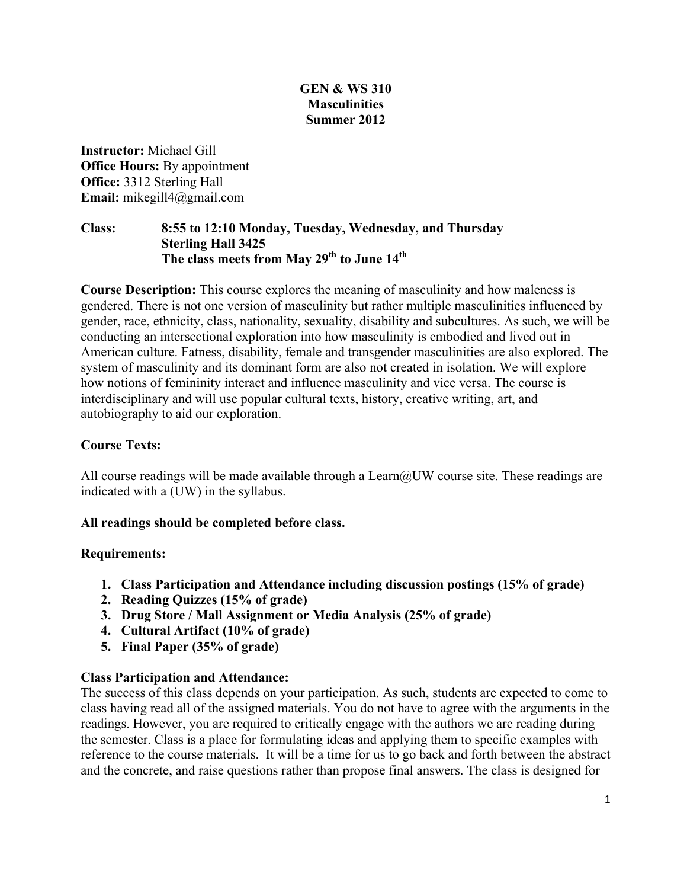# GEN & WS 310
# Masculinities
# Summer 2012

**Instructor:** Michael Gill
**Office Hours:** By appointment
**Office:** 3312 Sterling Hall
**Email:** mikegill4@gmail.com

**Class:** **8:55 to 12:10 Monday, Tuesday, Wednesday, and Thursday**
**Sterling Hall 3425**
**The class meets from May 29th to June 14th**

**Course Description:** This course explores the meaning of masculinity and how maleness is gendered. There is not one version of masculinity but rather multiple masculinities influenced by gender, race, ethnicity, class, nationality, sexuality, disability and subcultures. As such, we will be conducting an intersectional exploration into how masculinity is embodied and lived out in American culture. Fatness, disability, female and transgender masculinities are also explored. The system of masculinity and its dominant form are also not created in isolation. We will explore how notions of femininity interact and influence masculinity and vice versa. The course is interdisciplinary and will use popular cultural texts, history, creative writing, art, and autobiography to aid our exploration.

**Course Texts:**

All course readings will be made available through a Learn@UW course site. These readings are indicated with a (UW) in the syllabus.

**All readings should be completed before class.**

**Requirements:**

1. **Class Participation and Attendance including discussion postings (15% of grade)**
2. **Reading Quizzes (15% of grade)**
3. **Drug Store / Mall Assignment or Media Analysis (25% of grade)**
4. **Cultural Artifact (10% of grade)**
5. **Final Paper (35% of grade)**

**Class Participation and Attendance:**
The success of this class depends on your participation. As such, students are expected to come to class having read all of the assigned materials. You do not have to agree with the arguments in the readings. However, you are required to critically engage with the authors we are reading during the semester. Class is a place for formulating ideas and applying them to specific examples with reference to the course materials. It will be a time for us to go back and forth between the abstract and the concrete, and raise questions rather than propose final answers. The class is designed for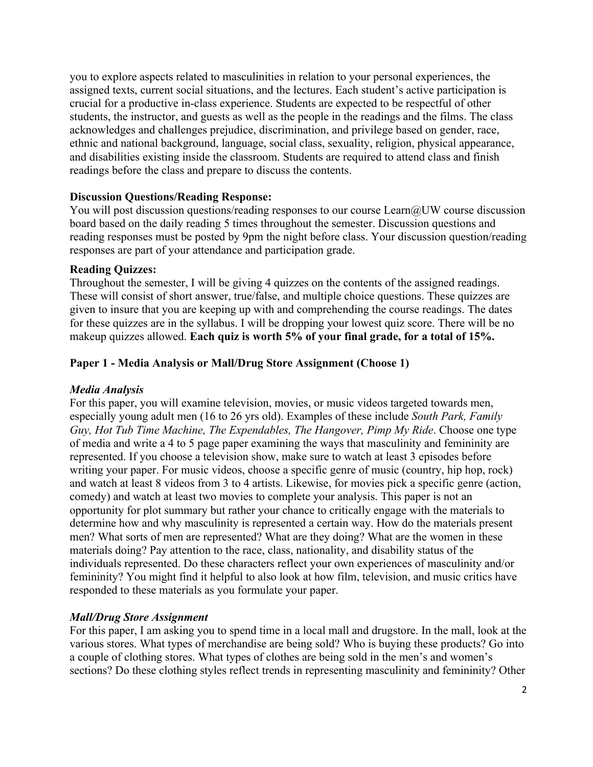you to explore aspects related to masculinities in relation to your personal experiences, the assigned texts, current social situations, and the lectures. Each student's active participation is crucial for a productive in-class experience. Students are expected to be respectful of other students, the instructor, and guests as well as the people in the readings and the films. The class acknowledges and challenges prejudice, discrimination, and privilege based on gender, race, ethnic and national background, language, social class, sexuality, religion, physical appearance, and disabilities existing inside the classroom. Students are required to attend class and finish readings before the class and prepare to discuss the contents.

**Discussion Questions/Reading Response:**

You will post discussion questions/reading responses to our course Learn@UW course discussion board based on the daily reading 5 times throughout the semester. Discussion questions and reading responses must be posted by 9pm the night before class. Your discussion question/reading responses are part of your attendance and participation grade.

**Reading Quizzes:**

Throughout the semester, I will be giving 4 quizzes on the contents of the assigned readings. These will consist of short answer, true/false, and multiple choice questions. These quizzes are given to insure that you are keeping up with and comprehending the course readings. The dates for these quizzes are in the syllabus. I will be dropping your lowest quiz score. There will be no makeup quizzes allowed. **Each quiz is worth 5% of your final grade, for a total of 15%.**

**Paper 1 - Media Analysis or Mall/Drug Store Assignment (Choose 1)**

***Media Analysis***

For this paper, you will examine television, movies, or music videos targeted towards men, especially young adult men (16 to 26 yrs old). Examples of these include *South Park, Family Guy, Hot Tub Time Machine, The Expendables, The Hangover, Pimp My Ride*. Choose one type of media and write a 4 to 5 page paper examining the ways that masculinity and femininity are represented. If you choose a television show, make sure to watch at least 3 episodes before writing your paper. For music videos, choose a specific genre of music (country, hip hop, rock) and watch at least 8 videos from 3 to 4 artists. Likewise, for movies pick a specific genre (action, comedy) and watch at least two movies to complete your analysis. This paper is not an opportunity for plot summary but rather your chance to critically engage with the materials to determine how and why masculinity is represented a certain way. How do the materials present men? What sorts of men are represented? What are they doing? What are the women in these materials doing? Pay attention to the race, class, nationality, and disability status of the individuals represented. Do these characters reflect your own experiences of masculinity and/or femininity? You might find it helpful to also look at how film, television, and music critics have responded to these materials as you formulate your paper.

***Mall/Drug Store Assignment***

For this paper, I am asking you to spend time in a local mall and drugstore. In the mall, look at the various stores. What types of merchandise are being sold? Who is buying these products? Go into a couple of clothing stores. What types of clothes are being sold in the men's and women's sections? Do these clothing styles reflect trends in representing masculinity and femininity? Other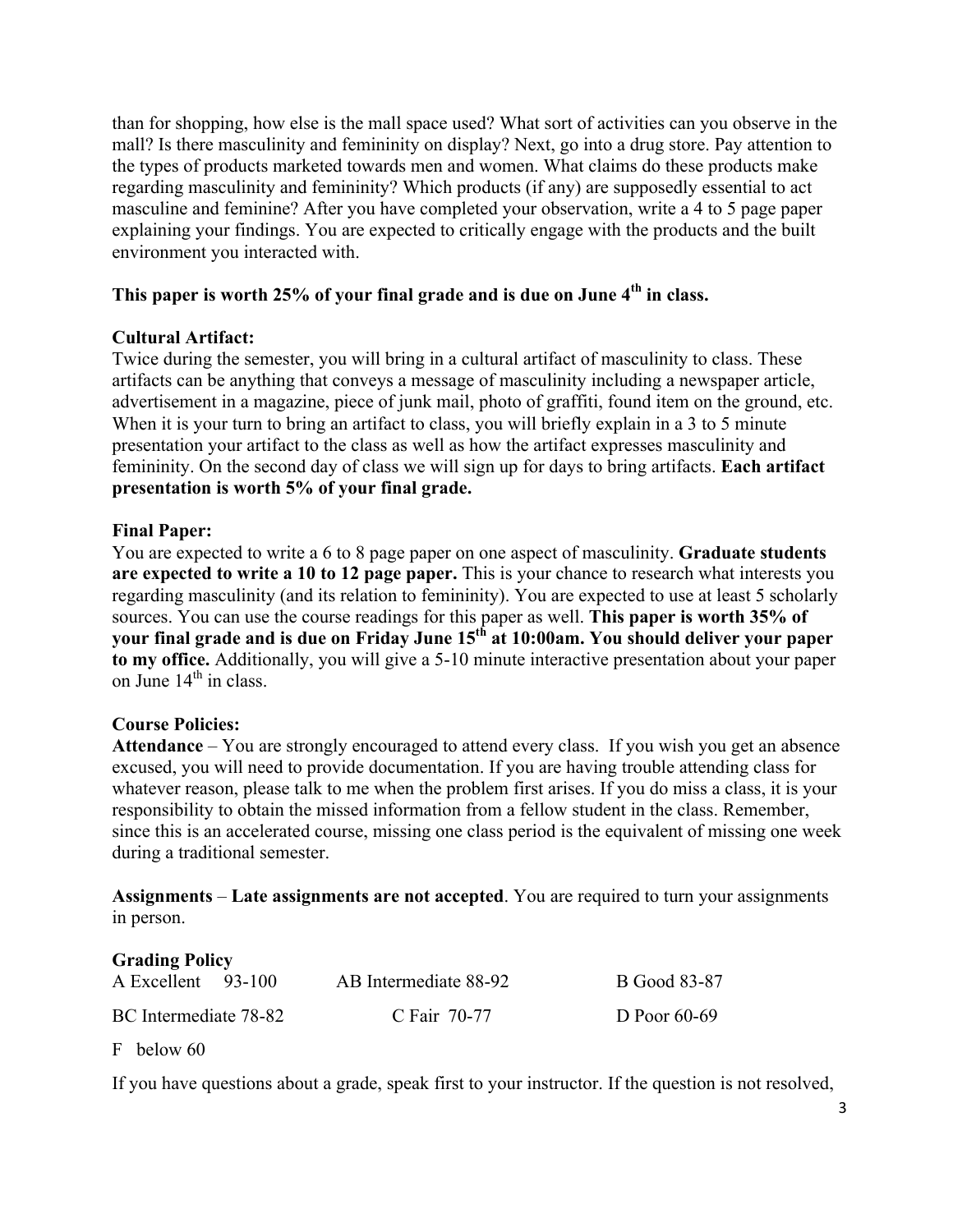than for shopping, how else is the mall space used? What sort of activities can you observe in the mall? Is there masculinity and femininity on display? Next, go into a drug store. Pay attention to the types of products marketed towards men and women. What claims do these products make regarding masculinity and femininity? Which products (if any) are supposedly essential to act masculine and feminine? After you have completed your observation, write a 4 to 5 page paper explaining your findings. You are expected to critically engage with the products and the built environment you interacted with.

**This paper is worth 25% of your final grade and is due on June 4th in class.**

**Cultural Artifact:**
Twice during the semester, you will bring in a cultural artifact of masculinity to class. These artifacts can be anything that conveys a message of masculinity including a newspaper article, advertisement in a magazine, piece of junk mail, photo of graffiti, found item on the ground, etc. When it is your turn to bring an artifact to class, you will briefly explain in a 3 to 5 minute presentation your artifact to the class as well as how the artifact expresses masculinity and femininity. On the second day of class we will sign up for days to bring artifacts. **Each artifact presentation is worth 5% of your final grade.**

**Final Paper:**
You are expected to write a 6 to 8 page paper on one aspect of masculinity. **Graduate students are expected to write a 10 to 12 page paper.** This is your chance to research what interests you regarding masculinity (and its relation to femininity). You are expected to use at least 5 scholarly sources. You can use the course readings for this paper as well. **This paper is worth 35% of your final grade and is due on Friday June 15th at 10:00am. You should deliver your paper to my office.** Additionally, you will give a 5-10 minute interactive presentation about your paper on June 14th in class.

**Course Policies:**
**Attendance** – You are strongly encouraged to attend every class. If you wish you get an absence excused, you will need to provide documentation. If you are having trouble attending class for whatever reason, please talk to me when the problem first arises. If you do miss a class, it is your responsibility to obtain the missed information from a fellow student in the class. Remember, since this is an accelerated course, missing one class period is the equivalent of missing one week during a traditional semester.

**Assignments** – **Late assignments are not accepted**. You are required to turn your assignments in person.

**Grading Policy**

| | | |
|---|---|---|
| A Excellent 93-100 | AB Intermediate 88-92 | B Good 83-87 |
| BC Intermediate 78-82 | C Fair 70-77 | D Poor 60-69 |
| F below 60 | | |

If you have questions about a grade, speak first to your instructor. If the question is not resolved,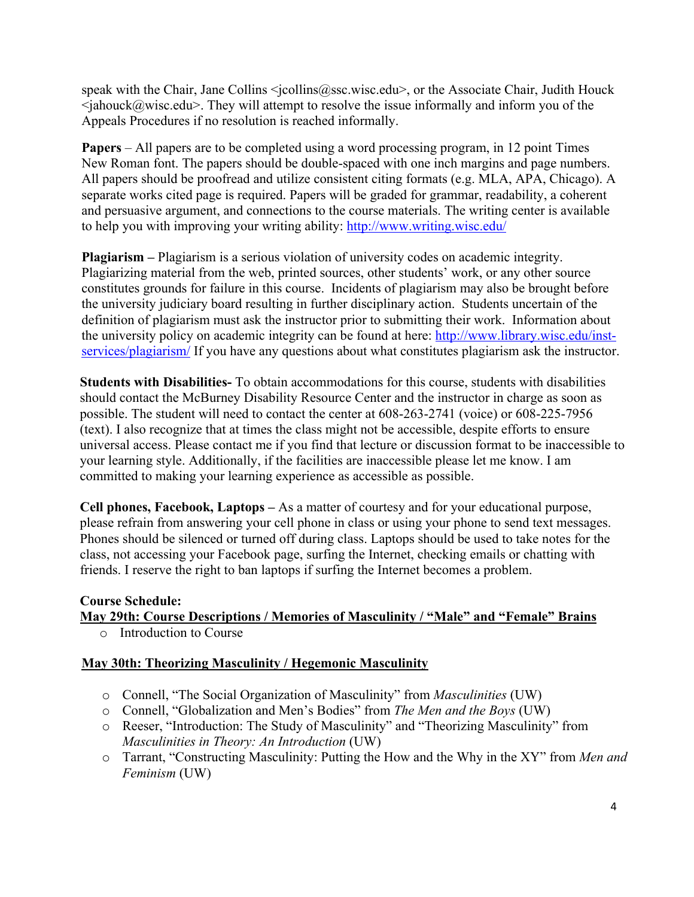speak with the Chair, Jane Collins <jcollins@ssc.wisc.edu>, or the Associate Chair, Judith Houck <jahouck@wisc.edu>. They will attempt to resolve the issue informally and inform you of the Appeals Procedures if no resolution is reached informally.

**Papers** – All papers are to be completed using a word processing program, in 12 point Times New Roman font. The papers should be double-spaced with one inch margins and page numbers. All papers should be proofread and utilize consistent citing formats (e.g. MLA, APA, Chicago). A separate works cited page is required. Papers will be graded for grammar, readability, a coherent and persuasive argument, and connections to the course materials. The writing center is available to help you with improving your writing ability: [http://www.writing.wisc.edu/](http://www.writing.wisc.edu/)

**Plagiarism –** Plagiarism is a serious violation of university codes on academic integrity. Plagiarizing material from the web, printed sources, other students' work, or any other source constitutes grounds for failure in this course. Incidents of plagiarism may also be brought before the university judiciary board resulting in further disciplinary action. Students uncertain of the definition of plagiarism must ask the instructor prior to submitting their work. Information about the university policy on academic integrity can be found at here: [http://www.library.wisc.edu/inst-services/plagiarism/](http://www.library.wisc.edu/inst-services/plagiarism/) If you have any questions about what constitutes plagiarism ask the instructor.

**Students with Disabilities-** To obtain accommodations for this course, students with disabilities should contact the McBurney Disability Resource Center and the instructor in charge as soon as possible. The student will need to contact the center at 608-263-2741 (voice) or 608-225-7956 (text). I also recognize that at times the class might not be accessible, despite efforts to ensure universal access. Please contact me if you find that lecture or discussion format to be inaccessible to your learning style. Additionally, if the facilities are inaccessible please let me know. I am committed to making your learning experience as accessible as possible.

**Cell phones, Facebook, Laptops –** As a matter of courtesy and for your educational purpose, please refrain from answering your cell phone in class or using your phone to send text messages. Phones should be silenced or turned off during class. Laptops should be used to take notes for the class, not accessing your Facebook page, surfing the Internet, checking emails or chatting with friends. I reserve the right to ban laptops if surfing the Internet becomes a problem.

**Course Schedule:**

**May 29th: Course Descriptions / Memories of Masculinity / "Male" and "Female" Brains**

- Introduction to Course

**May 30th: Theorizing Masculinity / Hegemonic Masculinity**

- Connell, "The Social Organization of Masculinity" from *Masculinities* (UW)
- Connell, "Globalization and Men's Bodies" from *The Men and the Boys* (UW)
- Reeser, "Introduction: The Study of Masculinity" and "Theorizing Masculinity" from *Masculinities in Theory: An Introduction* (UW)
- Tarrant, "Constructing Masculinity: Putting the How and the Why in the XY" from *Men and Feminism* (UW)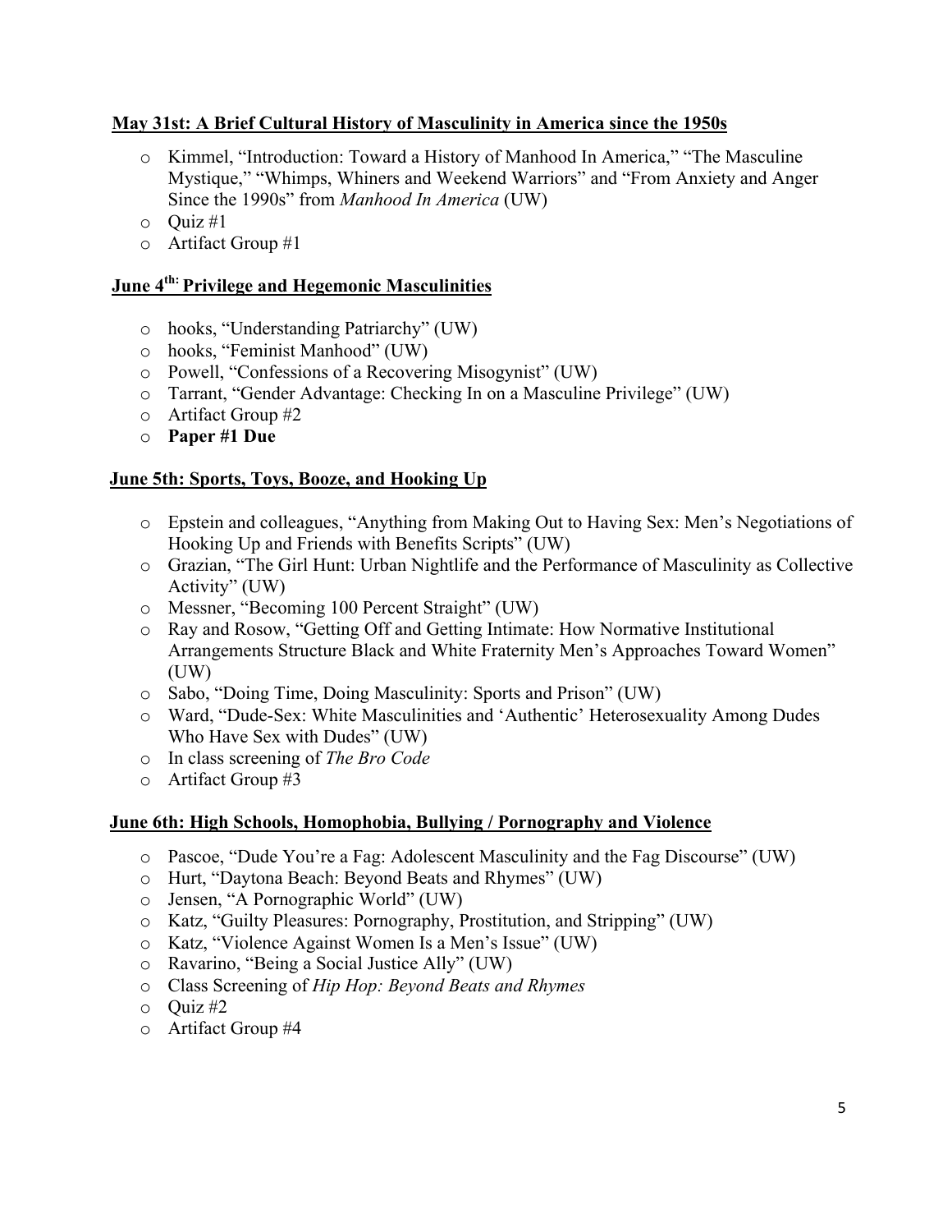**May 31st: A Brief Cultural History of Masculinity in America since the 1950s**

- Kimmel, "Introduction: Toward a History of Manhood In America," "The Masculine Mystique," "Whimps, Whiners and Weekend Warriors" and "From Anxiety and Anger Since the 1990s" from *Manhood In America* (UW)
- Quiz #1
- Artifact Group #1

**June 4th: Privilege and Hegemonic Masculinities**

- hooks, "Understanding Patriarchy" (UW)
- hooks, "Feminist Manhood" (UW)
- Powell, "Confessions of a Recovering Misogynist" (UW)
- Tarrant, "Gender Advantage: Checking In on a Masculine Privilege" (UW)
- Artifact Group #2
- **Paper #1 Due**

**June 5th: Sports, Toys, Booze, and Hooking Up**

- Epstein and colleagues, "Anything from Making Out to Having Sex: Men's Negotiations of Hooking Up and Friends with Benefits Scripts" (UW)
- Grazian, "The Girl Hunt: Urban Nightlife and the Performance of Masculinity as Collective Activity" (UW)
- Messner, "Becoming 100 Percent Straight" (UW)
- Ray and Rosow, "Getting Off and Getting Intimate: How Normative Institutional Arrangements Structure Black and White Fraternity Men's Approaches Toward Women" (UW)
- Sabo, "Doing Time, Doing Masculinity: Sports and Prison" (UW)
- Ward, "Dude-Sex: White Masculinities and 'Authentic' Heterosexuality Among Dudes Who Have Sex with Dudes" (UW)
- In class screening of *The Bro Code*
- Artifact Group #3

**June 6th: High Schools, Homophobia, Bullying / Pornography and Violence**

- Pascoe, "Dude You're a Fag: Adolescent Masculinity and the Fag Discourse" (UW)
- Hurt, "Daytona Beach: Beyond Beats and Rhymes" (UW)
- Jensen, "A Pornographic World" (UW)
- Katz, "Guilty Pleasures: Pornography, Prostitution, and Stripping" (UW)
- Katz, "Violence Against Women Is a Men's Issue" (UW)
- Ravarino, "Being a Social Justice Ally" (UW)
- Class Screening of *Hip Hop: Beyond Beats and Rhymes*
- Quiz #2
- Artifact Group #4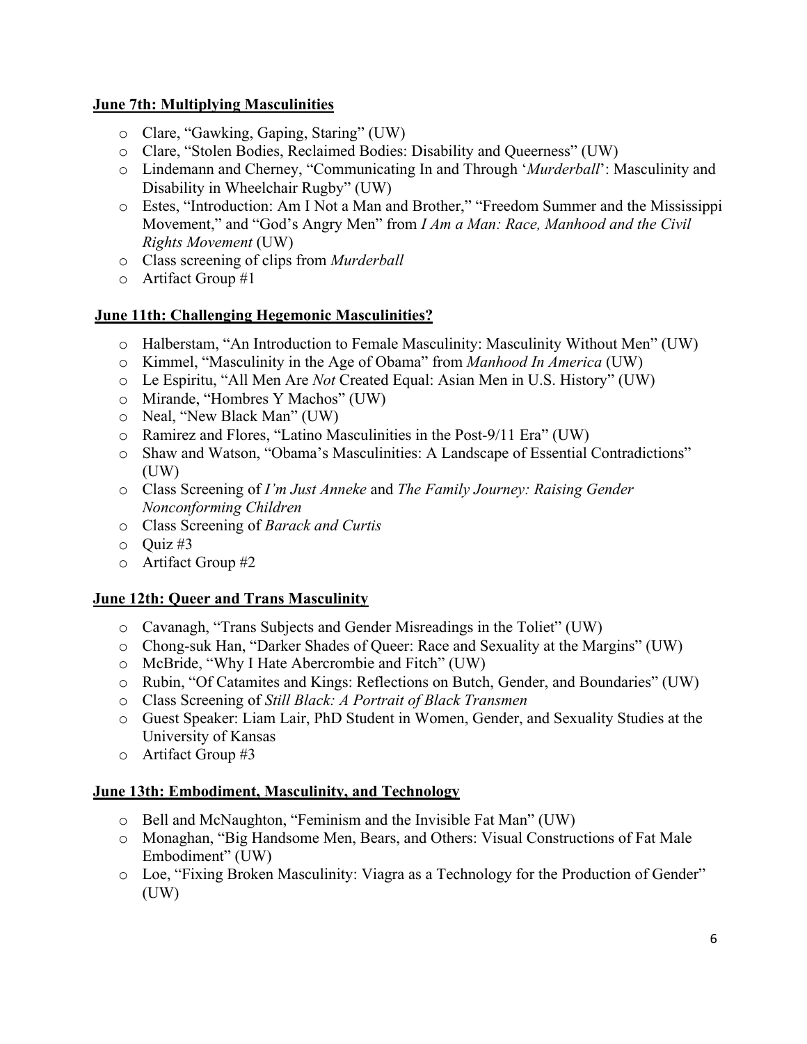**June 7th: Multiplying Masculinities**

- Clare, "Gawking, Gaping, Staring" (UW)
- Clare, "Stolen Bodies, Reclaimed Bodies: Disability and Queerness" (UW)
- Lindemann and Cherney, "Communicating In and Through '*Murderball*': Masculinity and Disability in Wheelchair Rugby" (UW)
- Estes, "Introduction: Am I Not a Man and Brother," "Freedom Summer and the Mississippi Movement," and "God's Angry Men" from *I Am a Man: Race, Manhood and the Civil Rights Movement* (UW)
- Class screening of clips from *Murderball*
- Artifact Group #1

**June 11th: Challenging Hegemonic Masculinities?**

- Halberstam, "An Introduction to Female Masculinity: Masculinity Without Men" (UW)
- Kimmel, "Masculinity in the Age of Obama" from *Manhood In America* (UW)
- Le Espiritu, "All Men Are *Not* Created Equal: Asian Men in U.S. History" (UW)
- Mirande, "Hombres Y Machos" (UW)
- Neal, "New Black Man" (UW)
- Ramirez and Flores, "Latino Masculinities in the Post-9/11 Era" (UW)
- Shaw and Watson, "Obama's Masculinities: A Landscape of Essential Contradictions" (UW)
- Class Screening of *I'm Just Anneke* and *The Family Journey: Raising Gender Nonconforming Children*
- Class Screening of *Barack and Curtis*
- Quiz #3
- Artifact Group #2

**June 12th: Queer and Trans Masculinity**

- Cavanagh, "Trans Subjects and Gender Misreadings in the Toliet" (UW)
- Chong-suk Han, "Darker Shades of Queer: Race and Sexuality at the Margins" (UW)
- McBride, "Why I Hate Abercrombie and Fitch" (UW)
- Rubin, "Of Catamites and Kings: Reflections on Butch, Gender, and Boundaries" (UW)
- Class Screening of *Still Black: A Portrait of Black Transmen*
- Guest Speaker: Liam Lair, PhD Student in Women, Gender, and Sexuality Studies at the University of Kansas
- Artifact Group #3

**June 13th: Embodiment, Masculinity, and Technology**

- Bell and McNaughton, "Feminism and the Invisible Fat Man" (UW)
- Monaghan, "Big Handsome Men, Bears, and Others: Visual Constructions of Fat Male Embodiment" (UW)
- Loe, "Fixing Broken Masculinity: Viagra as a Technology for the Production of Gender" (UW)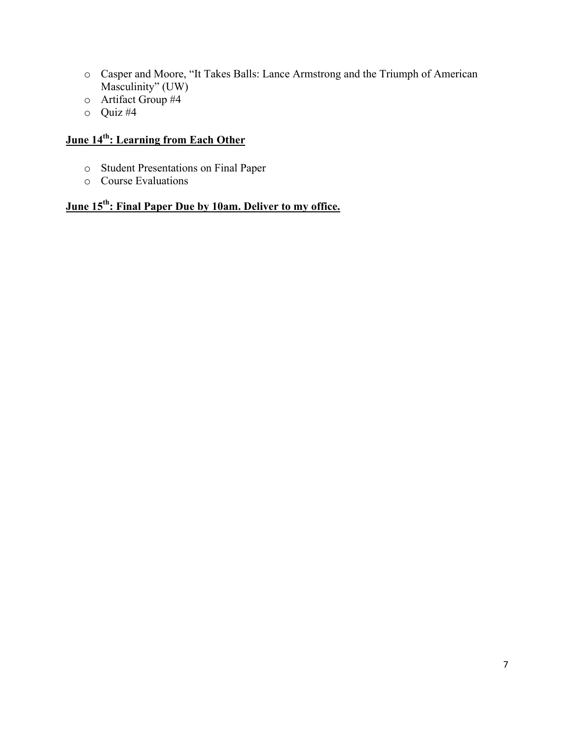- Casper and Moore, "It Takes Balls: Lance Armstrong and the Triumph of American Masculinity" (UW)
- Artifact Group #4
- Quiz #4

**June 14th: Learning from Each Other**

- Student Presentations on Final Paper
- Course Evaluations

**June 15th: Final Paper Due by 10am. Deliver to my office.**